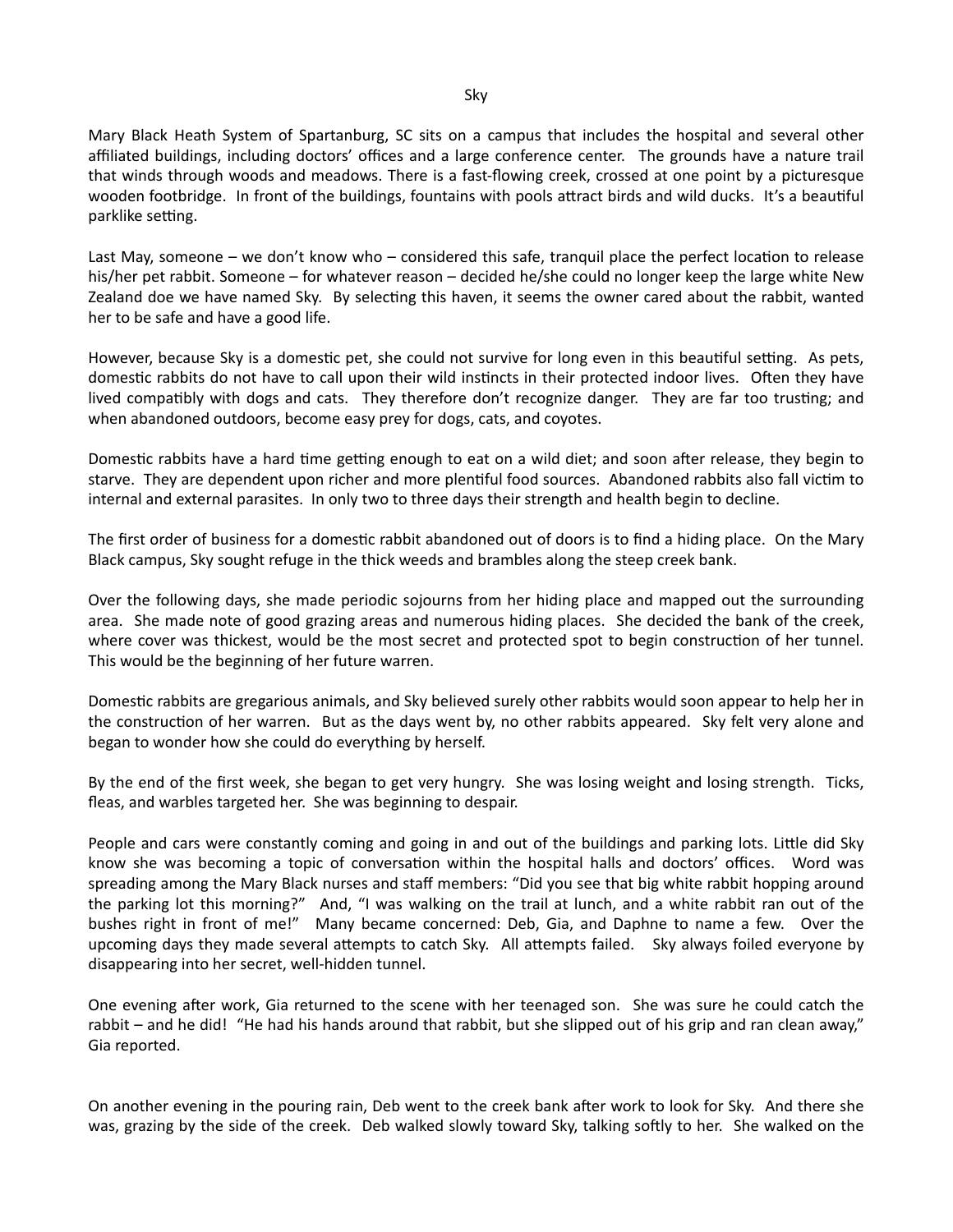# Sky

Mary Black Heath System of Spartanburg, SC sits on a campus that includes the hospital and several other affiliated buildings, including doctors' offices and a large conference center. The grounds have a nature trail that winds through woods and meadows. There is a fast-flowing creek, crossed at one point by a picturesque wooden footbridge. In front of the buildings, fountains with pools attract birds and wild ducks. It's a beautiful parklike setting.

Last May, someone – we don't know who – considered this safe, tranquil place the perfect location to release his/her pet rabbit. Someone – for whatever reason – decided he/she could no longer keep the large white New Zealand doe we have named Sky. By selecting this haven, it seems the owner cared about the rabbit, wanted her to be safe and have a good life.

However, because Sky is a domestic pet, she could not survive for long even in this beautiful setting. As pets, domestic rabbits do not have to call upon their wild instincts in their protected indoor lives. Often they have lived compatibly with dogs and cats. They therefore don't recognize danger. They are far too trusting; and when abandoned outdoors, become easy prey for dogs, cats, and coyotes.

Domestic rabbits have a hard time getting enough to eat on a wild diet; and soon after release, they begin to starve. They are dependent upon richer and more plentiful food sources. Abandoned rabbits also fall victim to internal and external parasites. In only two to three days their strength and health begin to decline.

The first order of business for a domestic rabbit abandoned out of doors is to find a hiding place. On the Mary Black campus, Sky sought refuge in the thick weeds and brambles along the steep creek bank.

Over the following days, she made periodic sojourns from her hiding place and mapped out the surrounding area. She made note of good grazing areas and numerous hiding places. She decided the bank of the creek, where cover was thickest, would be the most secret and protected spot to begin construction of her tunnel. This would be the beginning of her future warren.

Domestic rabbits are gregarious animals, and Sky believed surely other rabbits would soon appear to help her in the construction of her warren. But as the days went by, no other rabbits appeared. Sky felt very alone and began to wonder how she could do everything by herself.

By the end of the first week, she began to get very hungry. She was losing weight and losing strength. Ticks, fleas, and warbles targeted her. She was beginning to despair.

People and cars were constantly coming and going in and out of the buildings and parking lots. Little did Sky know she was becoming a topic of conversation within the hospital halls and doctors' offices. Word was spreading among the Mary Black nurses and staff members: "Did you see that big white rabbit hopping around the parking lot this morning?" And, "I was walking on the trail at lunch, and a white rabbit ran out of the bushes right in front of me!" Many became concerned: Deb, Gia, and Daphne to name a few. Over the upcoming days they made several attempts to catch Sky. All attempts failed. Sky always foiled everyone by disappearing into her secret, well-hidden tunnel.

One evening after work, Gia returned to the scene with her teenaged son. She was sure he could catch the rabbit – and he did! "He had his hands around that rabbit, but she slipped out of his grip and ran clean away," Gia reported.

On another evening in the pouring rain, Deb went to the creek bank after work to look for Sky. And there she was, grazing by the side of the creek. Deb walked slowly toward Sky, talking softly to her. She walked on the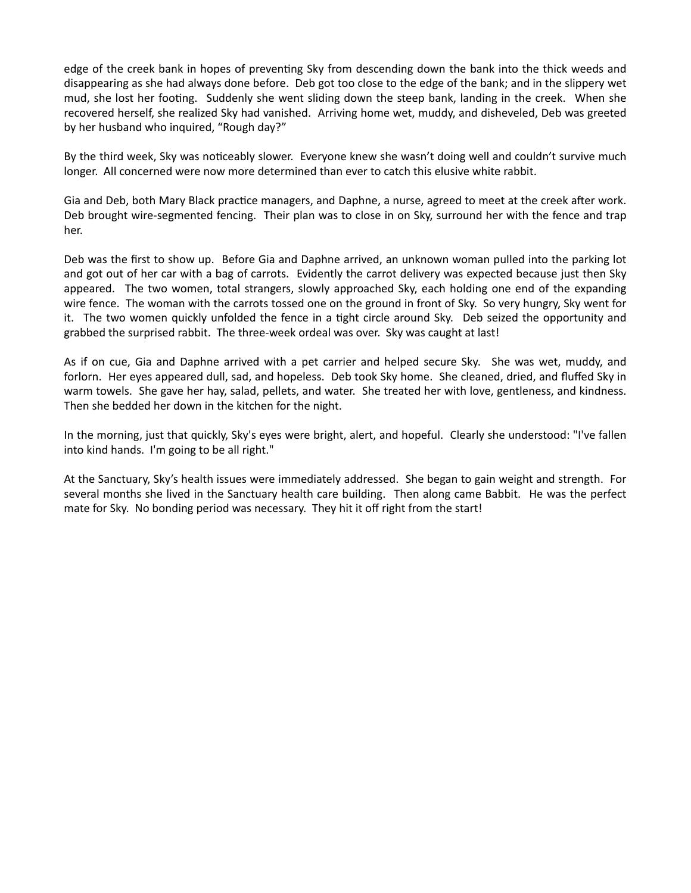edge of the creek bank in hopes of preventing Sky from descending down the bank into the thick weeds and disappearing as she had always done before. Deb got too close to the edge of the bank; and in the slippery wet mud, she lost her footing. Suddenly she went sliding down the steep bank, landing in the creek. When she recovered herself, she realized Sky had vanished. Arriving home wet, muddy, and disheveled, Deb was greeted by her husband who inquired, "Rough day?"

By the third week, Sky was noticeably slower. Everyone knew she wasn't doing well and couldn't survive much longer. All concerned were now more determined than ever to catch this elusive white rabbit.

Gia and Deb, both Mary Black practice managers, and Daphne, a nurse, agreed to meet at the creek after work. Deb brought wire-segmented fencing. Their plan was to close in on Sky, surround her with the fence and trap her.

Deb was the first to show up. Before Gia and Daphne arrived, an unknown woman pulled into the parking lot and got out of her car with a bag of carrots. Evidently the carrot delivery was expected because just then Sky appeared. The two women, total strangers, slowly approached Sky, each holding one end of the expanding wire fence. The woman with the carrots tossed one on the ground in front of Sky. So very hungry, Sky went for it. The two women quickly unfolded the fence in a tight circle around Sky. Deb seized the opportunity and grabbed the surprised rabbit. The three-week ordeal was over. Sky was caught at last!

As if on cue, Gia and Daphne arrived with a pet carrier and helped secure Sky. She was wet, muddy, and forlorn. Her eyes appeared dull, sad, and hopeless. Deb took Sky home. She cleaned, dried, and fluffed Sky in warm towels. She gave her hay, salad, pellets, and water. She treated her with love, gentleness, and kindness. Then she bedded her down in the kitchen for the night.

In the morning, just that quickly, Sky's eyes were bright, alert, and hopeful. Clearly she understood: "I've fallen into kind hands. I'm going to be all right."

At the Sanctuary, Sky's health issues were immediately addressed. She began to gain weight and strength. For several months she lived in the Sanctuary health care building. Then along came Babbit. He was the perfect mate for Sky. No bonding period was necessary. They hit it off right from the start!